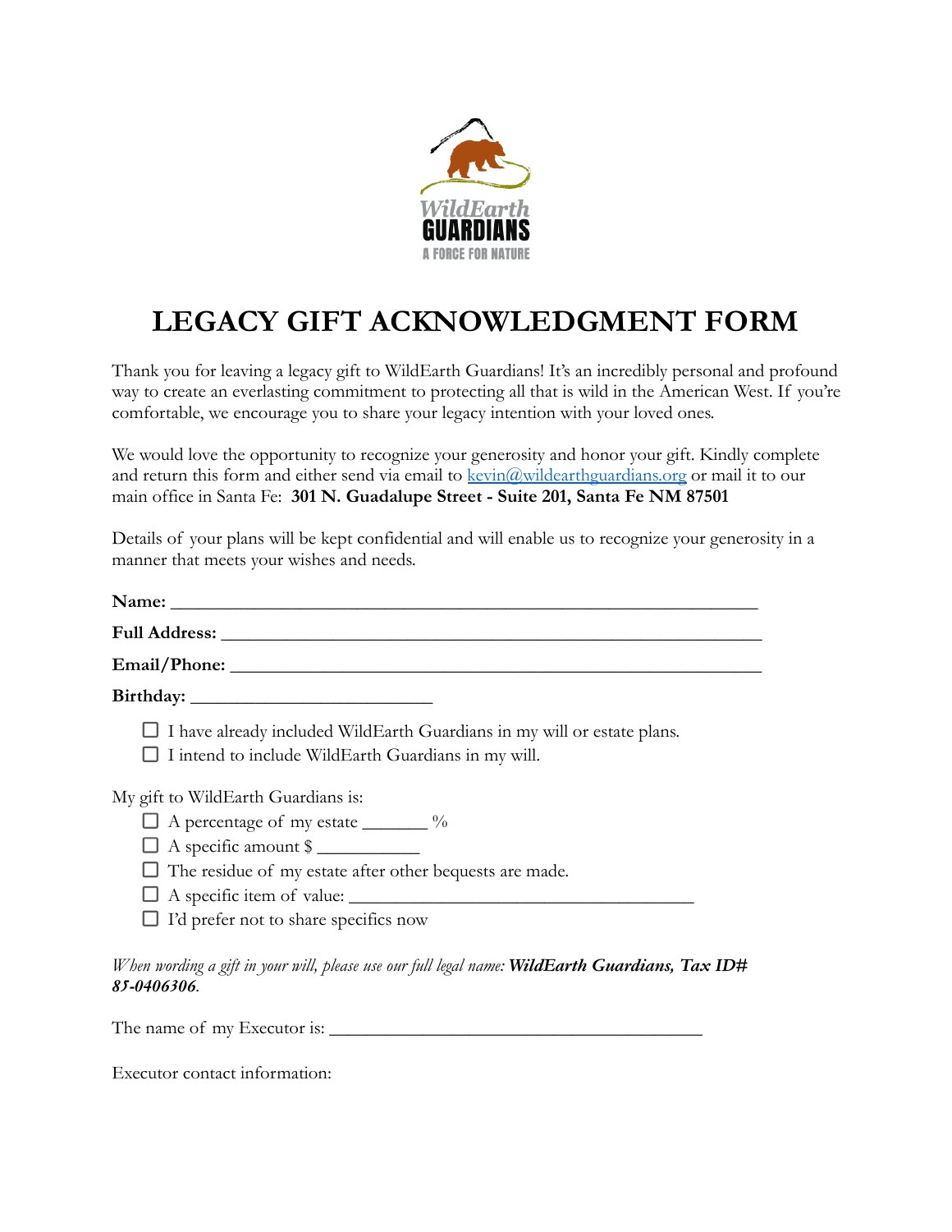# LEGACY GIFT ACKNOWLEDGMENT FORM

Thank you for leaving a legacy gift to WildEarth Guardians! It's an incredibly personal and profound way to create an everlasting commitment to protecting all that is wild in the American West. If you're comfortable, we encourage you to share your legacy intention with your loved ones.

We would love the opportunity to recognize your generosity and honor your gift. Kindly complete and return this form and either send via email to kevin@wildearthguardians.org or mail it to our main office in Santa Fe: **301 N. Guadalupe Street - Suite 201, Santa Fe NM 87501**

Details of your plans will be kept confidential and will enable us to recognize your generosity in a manner that meets your wishes and needs.

**Name:** ______________________________________________________________

**Full Address:** __________________________________________________________

**Email/Phone:** __________________________________________________________

**Birthday:** ________________________

- ☐ I have already included WildEarth Guardians in my will or estate plans.
- ☐ I intend to include WildEarth Guardians in my will.

My gift to WildEarth Guardians is:

- ☐ A percentage of my estate _______ %
- ☐ A specific amount $ ___________
- ☐ The residue of my estate after other bequests are made.
- ☐ A specific item of value: ____________________________________
- ☐ I'd prefer not to share specifics now

*When wording a gift in your will, please use our full legal name:* ***WildEarth Guardians, Tax ID# 85-0406306****.*

The name of my Executor is: __________________________________________

Executor contact information: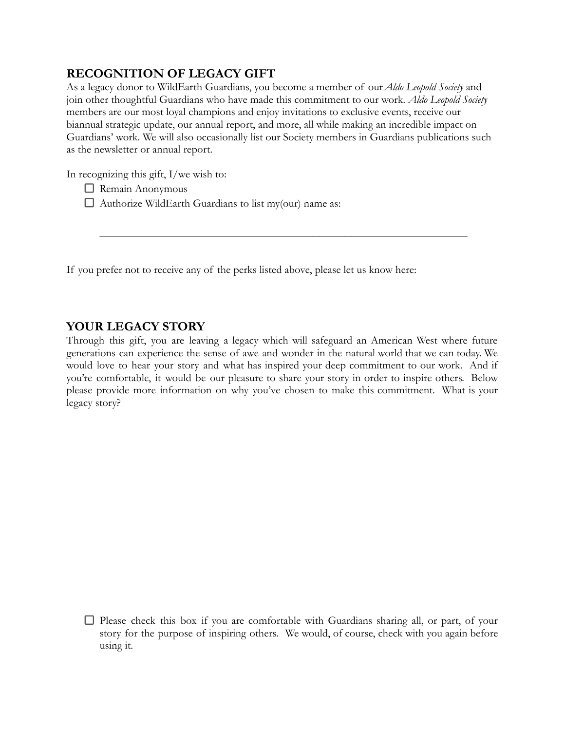## RECOGNITION OF LEGACY GIFT

As a legacy donor to WildEarth Guardians, you become a member of our *Aldo Leopold Society* and join other thoughtful Guardians who have made this commitment to our work. *Aldo Leopold Society* members are our most loyal champions and enjoy invitations to exclusive events, receive our biannual strategic update, our annual report, and more, all while making an incredible impact on Guardians' work. We will also occasionally list our Society members in Guardians publications such as the newsletter or annual report.

In recognizing this gift, I/we wish to:

- ☐ Remain Anonymous
- ☐ Authorize WildEarth Guardians to list my(our) name as:

\_\_\_\_\_\_\_\_\_\_\_\_\_\_\_\_\_\_\_\_\_\_\_\_\_\_\_\_\_\_\_\_\_\_\_\_\_\_\_\_\_\_\_\_\_\_\_\_\_\_\_\_\_\_\_\_\_\_\_\_

If you prefer not to receive any of the perks listed above, please let us know here:

## YOUR LEGACY STORY

Through this gift, you are leaving a legacy which will safeguard an American West where future generations can experience the sense of awe and wonder in the natural world that we can today. We would love to hear your story and what has inspired your deep commitment to our work. And if you're comfortable, it would be our pleasure to share your story in order to inspire others. Below please provide more information on why you've chosen to make this commitment. What is your legacy story?

- ☐ Please check this box if you are comfortable with Guardians sharing all, or part, of your story for the purpose of inspiring others. We would, of course, check with you again before using it.